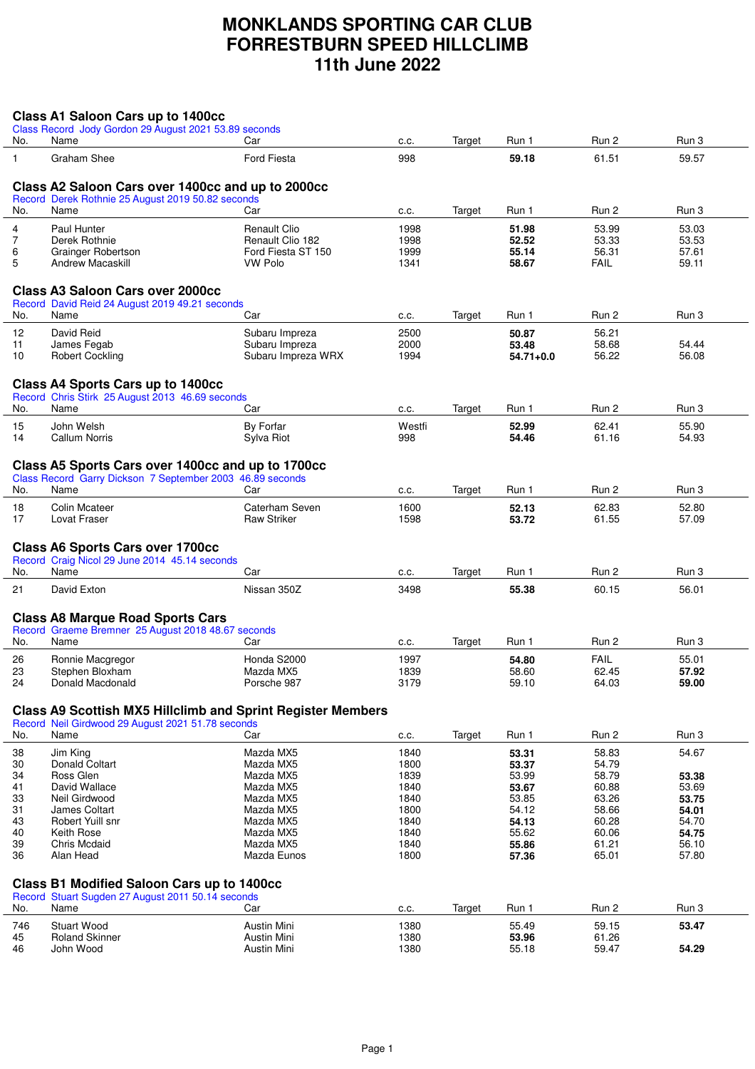# MONKLANDS SPORTING CAR CLUB
# FORRESTBURN SPEED HILLCLIMB
# 11th June 2022

## Class A1 Saloon Cars up to 1400cc

Class Record Jody Gordon 29 August 2021 53.89 seconds

| No. | Name | Car | c.c. | Target | Run 1 | Run 2 | Run 3 |
|---|---|---|---|---|---|---|---|
| 1 | Graham Shee | Ford Fiesta | 998 | | **59.18** | 61.51 | 59.57 |

## Class A2 Saloon Cars over 1400cc and up to 2000cc

Record Derek Rothnie 25 August 2019 50.82 seconds

| No. | Name | Car | c.c. | Target | Run 1 | Run 2 | Run 3 |
|---|---|---|---|---|---|---|---|
| 4 | Paul Hunter | Renault Clio | 1998 | | **51.98** | 53.99 | 53.03 |
| 7 | Derek Rothnie | Renault Clio 182 | 1998 | | **52.52** | 53.33 | 53.53 |
| 6 | Grainger Robertson | Ford Fiesta ST 150 | 1999 | | **55.14** | 56.31 | 57.61 |
| 5 | Andrew Macaskill | VW Polo | 1341 | | **58.67** | FAIL | 59.11 |

## Class A3 Saloon Cars over 2000cc

Record David Reid 24 August 2019 49.21 seconds

| No. | Name | Car | c.c. | Target | Run 1 | Run 2 | Run 3 |
|---|---|---|---|---|---|---|---|
| 12 | David Reid | Subaru Impreza | 2500 | | **50.87** | 56.21 | |
| 11 | James Fegab | Subaru Impreza | 2000 | | **53.48** | 58.68 | 54.44 |
| 10 | Robert Cockling | Subaru Impreza WRX | 1994 | | **54.71+0.0** | 56.22 | 56.08 |

## Class A4 Sports Cars up to 1400cc

Record Chris Stirk 25 August 2013 46.69 seconds

| No. | Name | Car | c.c. | Target | Run 1 | Run 2 | Run 3 |
|---|---|---|---|---|---|---|---|
| 15 | John Welsh | By Forfar | Westfi | | **52.99** | 62.41 | 55.90 |
| 14 | Callum Norris | Sylva Riot | 998 | | **54.46** | 61.16 | 54.93 |

## Class A5 Sports Cars over 1400cc and up to 1700cc

Class Record Garry Dickson 7 September 2003 46.89 seconds

| No. | Name | Car | c.c. | Target | Run 1 | Run 2 | Run 3 |
|---|---|---|---|---|---|---|---|
| 18 | Colin Mcateer | Caterham Seven | 1600 | | **52.13** | 62.83 | 52.80 |
| 17 | Lovat Fraser | Raw Striker | 1598 | | **53.72** | 61.55 | 57.09 |

## Class A6 Sports Cars over 1700cc

Record Craig Nicol 29 June 2014 45.14 seconds

| No. | Name | Car | c.c. | Target | Run 1 | Run 2 | Run 3 |
|---|---|---|---|---|---|---|---|
| 21 | David Exton | Nissan 350Z | 3498 | | **55.38** | 60.15 | 56.01 |

## Class A8 Marque Road Sports Cars

Record Graeme Bremner 25 August 2018 48.67 seconds

| No. | Name | Car | c.c. | Target | Run 1 | Run 2 | Run 3 |
|---|---|---|---|---|---|---|---|
| 26 | Ronnie Macgregor | Honda S2000 | 1997 | | **54.80** | FAIL | 55.01 |
| 23 | Stephen Bloxham | Mazda MX5 | 1839 | | 58.60 | 62.45 | **57.92** |
| 24 | Donald Macdonald | Porsche 987 | 3179 | | 59.10 | 64.03 | **59.00** |

## Class A9 Scottish MX5 Hillclimb and Sprint Register Members

Record Neil Girdwood 29 August 2021 51.78 seconds

| No. | Name | Car | c.c. | Target | Run 1 | Run 2 | Run 3 |
|---|---|---|---|---|---|---|---|
| 38 | Jim King | Mazda MX5 | 1840 | | **53.31** | 58.83 | 54.67 |
| 30 | Donald Coltart | Mazda MX5 | 1800 | | **53.37** | 54.79 | |
| 34 | Ross Glen | Mazda MX5 | 1839 | | 53.99 | 58.79 | **53.38** |
| 41 | David Wallace | Mazda MX5 | 1840 | | **53.67** | 60.88 | 53.69 |
| 33 | Neil Girdwood | Mazda MX5 | 1840 | | 53.85 | 63.26 | **53.75** |
| 31 | James Coltart | Mazda MX5 | 1800 | | 54.12 | 58.66 | **54.01** |
| 43 | Robert Yuill snr | Mazda MX5 | 1840 | | **54.13** | 60.28 | 54.70 |
| 40 | Keith Rose | Mazda MX5 | 1840 | | 55.62 | 60.06 | **54.75** |
| 39 | Chris Mcdaid | Mazda MX5 | 1840 | | **55.86** | 61.21 | 56.10 |
| 36 | Alan Head | Mazda Eunos | 1800 | | **57.36** | 65.01 | 57.80 |

## Class B1 Modified Saloon Cars up to 1400cc

Record Stuart Sugden 27 August 2011 50.14 seconds

| No. | Name | Car | c.c. | Target | Run 1 | Run 2 | Run 3 |
|---|---|---|---|---|---|---|---|
| 746 | Stuart Wood | Austin Mini | 1380 | | 55.49 | 59.15 | **53.47** |
| 45 | Roland Skinner | Austin Mini | 1380 | | **53.96** | 61.26 | |
| 46 | John Wood | Austin Mini | 1380 | | 55.18 | 59.47 | **54.29** |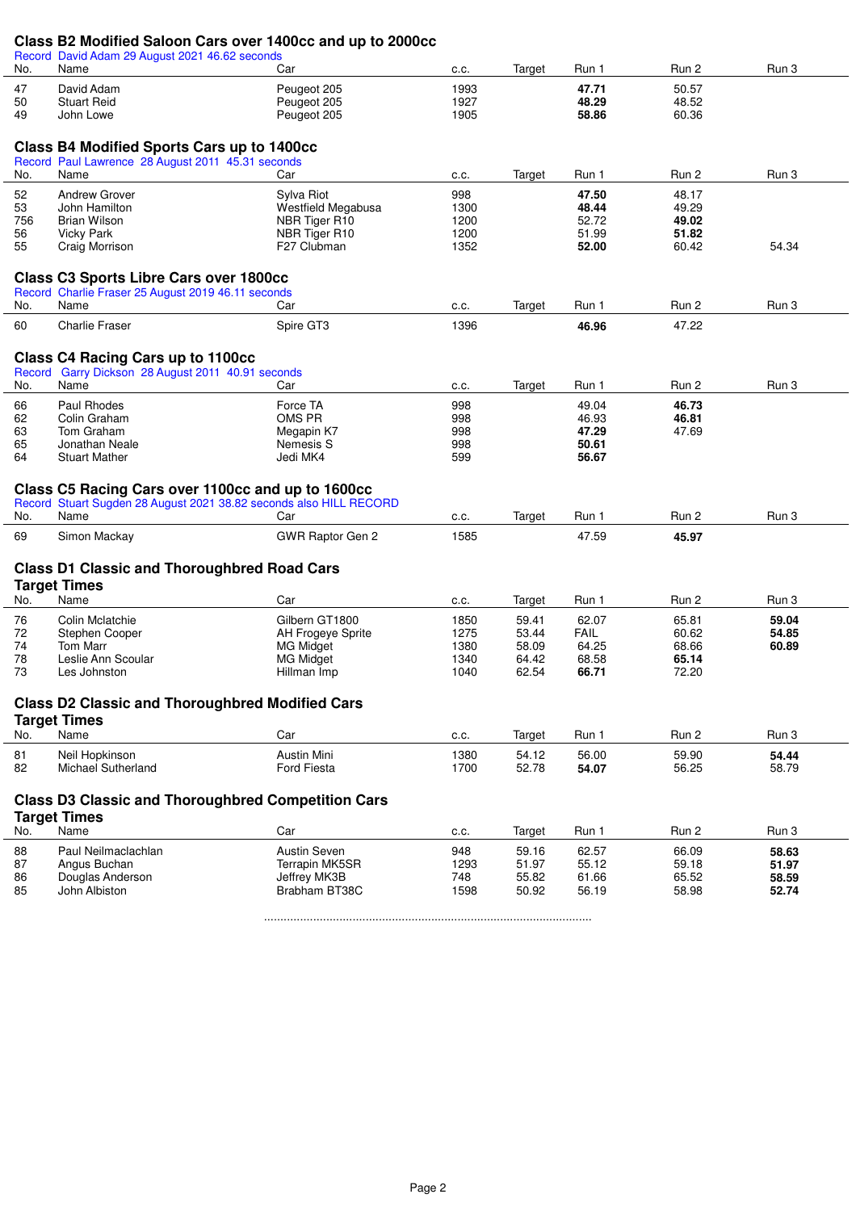## Class B2 Modified Saloon Cars over 1400cc and up to 2000cc

Record David Adam 29 August 2021 46.62 seconds

| No. | Name | Car | c.c. | Target | Run 1 | Run 2 | Run 3 |
|---|---|---|---|---|---|---|---|
| 47 | David Adam | Peugeot 205 | 1993 | | **47.71** | 50.57 | |
| 50 | Stuart Reid | Peugeot 205 | 1927 | | **48.29** | 48.52 | |
| 49 | John Lowe | Peugeot 205 | 1905 | | **58.86** | 60.36 | |

## Class B4 Modified Sports Cars up to 1400cc

Record Paul Lawrence 28 August 2011 45.31 seconds

| No. | Name | Car | c.c. | Target | Run 1 | Run 2 | Run 3 |
|---|---|---|---|---|---|---|---|
| 52 | Andrew Grover | Sylva Riot | 998 | | **47.50** | 48.17 | |
| 53 | John Hamilton | Westfield Megabusa | 1300 | | **48.44** | 49.29 | |
| 756 | Brian Wilson | NBR Tiger R10 | 1200 | | 52.72 | **49.02** | |
| 56 | Vicky Park | NBR Tiger R10 | 1200 | | 51.99 | **51.82** | |
| 55 | Craig Morrison | F27 Clubman | 1352 | | **52.00** | 60.42 | 54.34 |

## Class C3 Sports Libre Cars over 1800cc

Record Charlie Fraser 25 August 2019 46.11 seconds

| No. | Name | Car | c.c. | Target | Run 1 | Run 2 | Run 3 |
|---|---|---|---|---|---|---|---|
| 60 | Charlie Fraser | Spire GT3 | 1396 | | **46.96** | 47.22 | |

## Class C4 Racing Cars up to 1100cc

Record Garry Dickson 28 August 2011 40.91 seconds

| No. | Name | Car | c.c. | Target | Run 1 | Run 2 | Run 3 |
|---|---|---|---|---|---|---|---|
| 66 | Paul Rhodes | Force TA | 998 | | 49.04 | **46.73** | |
| 62 | Colin Graham | OMS PR | 998 | | 46.93 | **46.81** | |
| 63 | Tom Graham | Megapin K7 | 998 | | **47.29** | 47.69 | |
| 65 | Jonathan Neale | Nemesis S | 998 | | **50.61** | | |
| 64 | Stuart Mather | Jedi MK4 | 599 | | **56.67** | | |

## Class C5 Racing Cars over 1100cc and up to 1600cc

Record Stuart Sugden 28 August 2021 38.82 seconds also HILL RECORD

| No. | Name | Car | c.c. | Target | Run 1 | Run 2 | Run 3 |
|---|---|---|---|---|---|---|---|
| 69 | Simon Mackay | GWR Raptor Gen 2 | 1585 | | 47.59 | **45.97** | |

## Class D1 Classic and Thoroughbred Road Cars

### Target Times

| No. | Name | Car | c.c. | Target | Run 1 | Run 2 | Run 3 |
|---|---|---|---|---|---|---|---|
| 76 | Colin Mclatchie | Gilbern GT1800 | 1850 | 59.41 | 62.07 | 65.81 | **59.04** |
| 72 | Stephen Cooper | AH Frogeye Sprite | 1275 | 53.44 | FAIL | 60.62 | **54.85** |
| 74 | Tom Marr | MG Midget | 1380 | 58.09 | 64.25 | 68.66 | **60.89** |
| 78 | Leslie Ann Scoular | MG Midget | 1340 | 64.42 | 68.58 | **65.14** | |
| 73 | Les Johnston | Hillman Imp | 1040 | 62.54 | **66.71** | 72.20 | |

## Class D2 Classic and Thoroughbred Modified Cars

### Target Times

| No. | Name | Car | c.c. | Target | Run 1 | Run 2 | Run 3 |
|---|---|---|---|---|---|---|---|
| 81 | Neil Hopkinson | Austin Mini | 1380 | 54.12 | 56.00 | 59.90 | **54.44** |
| 82 | Michael Sutherland | Ford Fiesta | 1700 | 52.78 | **54.07** | 56.25 | 58.79 |

## Class D3 Classic and Thoroughbred Competition Cars

### Target Times

| No. | Name | Car | c.c. | Target | Run 1 | Run 2 | Run 3 |
|---|---|---|---|---|---|---|---|
| 88 | Paul Neilmaclachlan | Austin Seven | 948 | 59.16 | 62.57 | 66.09 | **58.63** |
| 87 | Angus Buchan | Terrapin MK5SR | 1293 | 51.97 | 55.12 | 59.18 | **51.97** |
| 86 | Douglas Anderson | Jeffrey MK3B | 748 | 55.82 | 61.66 | 65.52 | **58.59** |
| 85 | John Albiston | Brabham BT38C | 1598 | 50.92 | 56.19 | 58.98 | **52.74** |